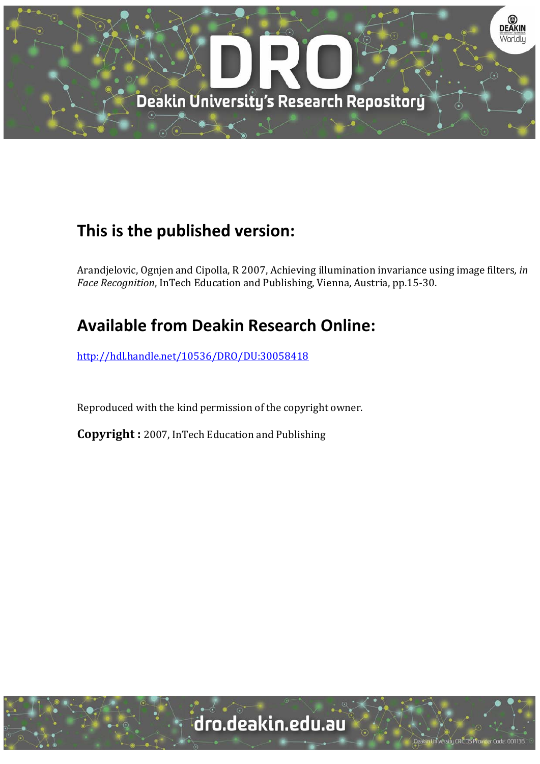## This is the published version:

Arandjelovic, Ognjen and Cipolla, R 2007, Achieving illumination invariance using image filters, *in Face Recognition*, InTech Education and Publishing, Vienna, Austria, pp.15-30.

## Available from Deakin Research Online:

http://hdl.handle.net/10536/DRO/DU:30058418

Reproduced with the kind permission of the copyright owner.

**Copyright :** 2007, InTech Education and Publishing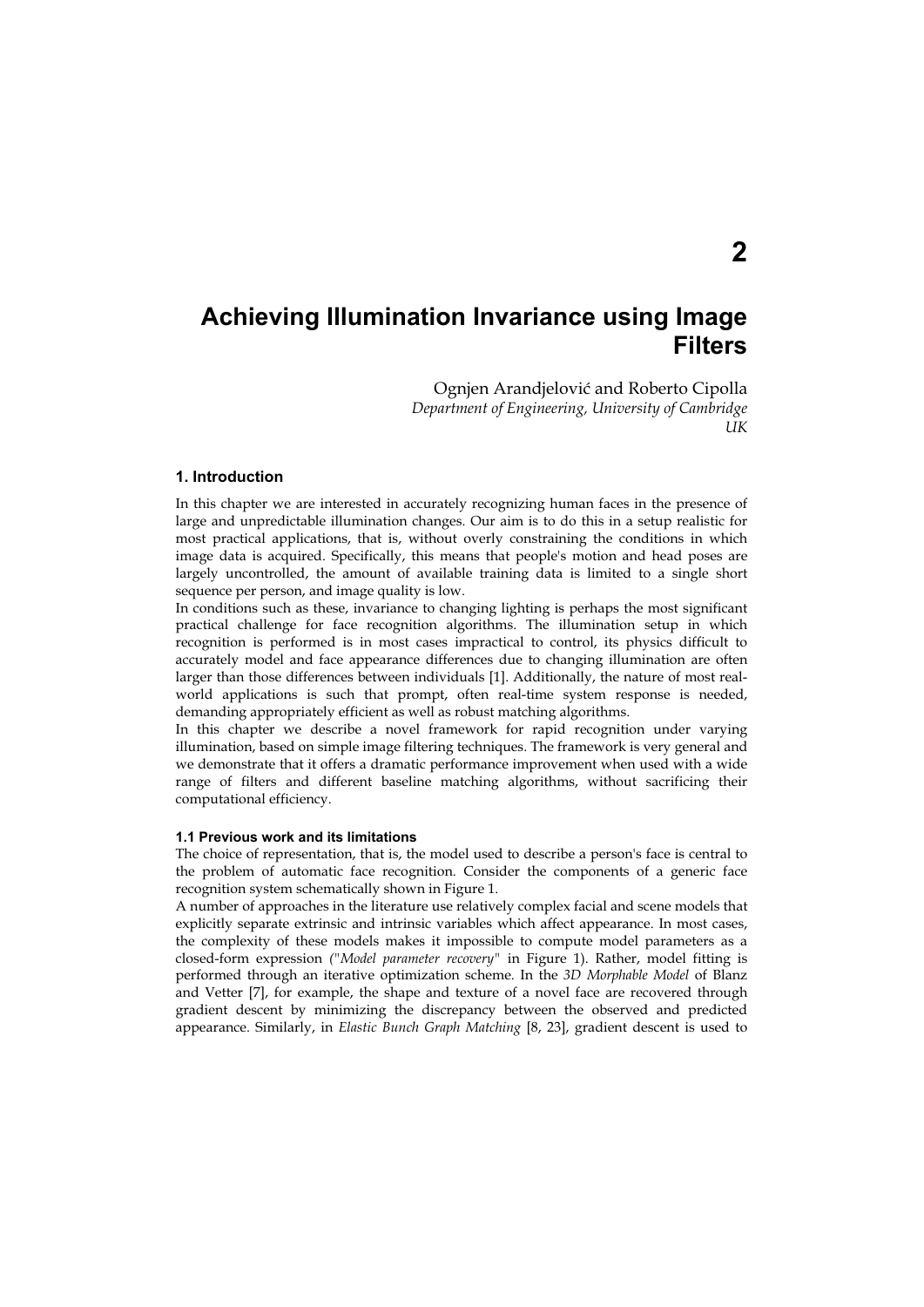2

# Achieving Illumination Invariance using Image Filters

Ognjen Arandjelović and Roberto Cipolla
*Department of Engineering, University of Cambridge*
*UK*

## 1. Introduction

In this chapter we are interested in accurately recognizing human faces in the presence of large and unpredictable illumination changes. Our aim is to do this in a setup realistic for most practical applications, that is, without overly constraining the conditions in which image data is acquired. Specifically, this means that people's motion and head poses are largely uncontrolled, the amount of available training data is limited to a single short sequence per person, and image quality is low.

In conditions such as these, invariance to changing lighting is perhaps the most significant practical challenge for face recognition algorithms. The illumination setup in which recognition is performed is in most cases impractical to control, its physics difficult to accurately model and face appearance differences due to changing illumination are often larger than those differences between individuals [1]. Additionally, the nature of most real-world applications is such that prompt, often real-time system response is needed, demanding appropriately efficient as well as robust matching algorithms.

In this chapter we describe a novel framework for rapid recognition under varying illumination, based on simple image filtering techniques. The framework is very general and we demonstrate that it offers a dramatic performance improvement when used with a wide range of filters and different baseline matching algorithms, without sacrificing their computational efficiency.

### 1.1 Previous work and its limitations

The choice of representation, that is, the model used to describe a person's face is central to the problem of automatic face recognition. Consider the components of a generic face recognition system schematically shown in Figure 1.

A number of approaches in the literature use relatively complex facial and scene models that explicitly separate extrinsic and intrinsic variables which affect appearance. In most cases, the complexity of these models makes it impossible to compute model parameters as a closed-form expression *("Model parameter recovery"* in Figure 1). Rather, model fitting is performed through an iterative optimization scheme. In the *3D Morphable Model* of Blanz and Vetter [7], for example, the shape and texture of a novel face are recovered through gradient descent by minimizing the discrepancy between the observed and predicted appearance. Similarly, in *Elastic Bunch Graph Matching* [8, 23], gradient descent is used to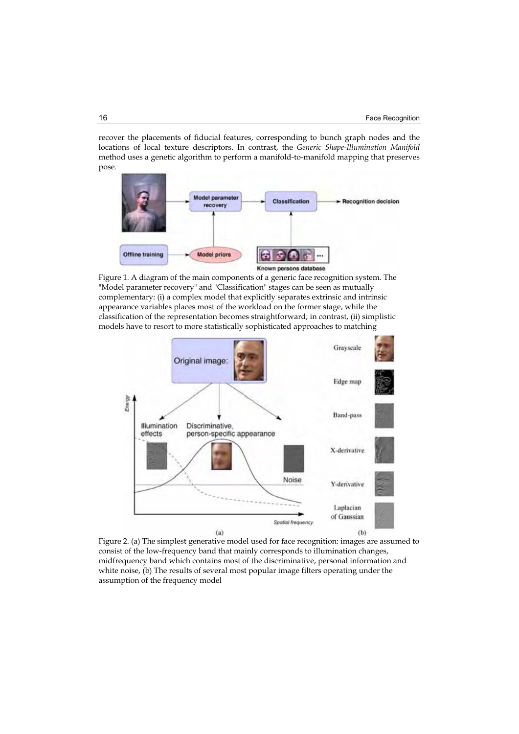recover the placements of fiducial features, corresponding to bunch graph nodes and the locations of local texture descriptors. In contrast, the *Generic Shape-Illumination Manifold* method uses a genetic algorithm to perform a manifold-to-manifold mapping that preserves pose.

Figure 1. A diagram of the main components of a generic face recognition system. The "Model parameter recovery" and "Classification" stages can be seen as mutually complementary: (i) a complex model that explicitly separates extrinsic and intrinsic appearance variables places most of the workload on the former stage, while the classification of the representation becomes straightforward; in contrast, (ii) simplistic models have to resort to more statistically sophisticated approaches to matching

Figure 2. (a) The simplest generative model used for face recognition: images are assumed to consist of the low-frequency band that mainly corresponds to illumination changes, midfrequency band which contains most of the discriminative, personal information and white noise, (b) The results of several most popular image filters operating under the assumption of the frequency model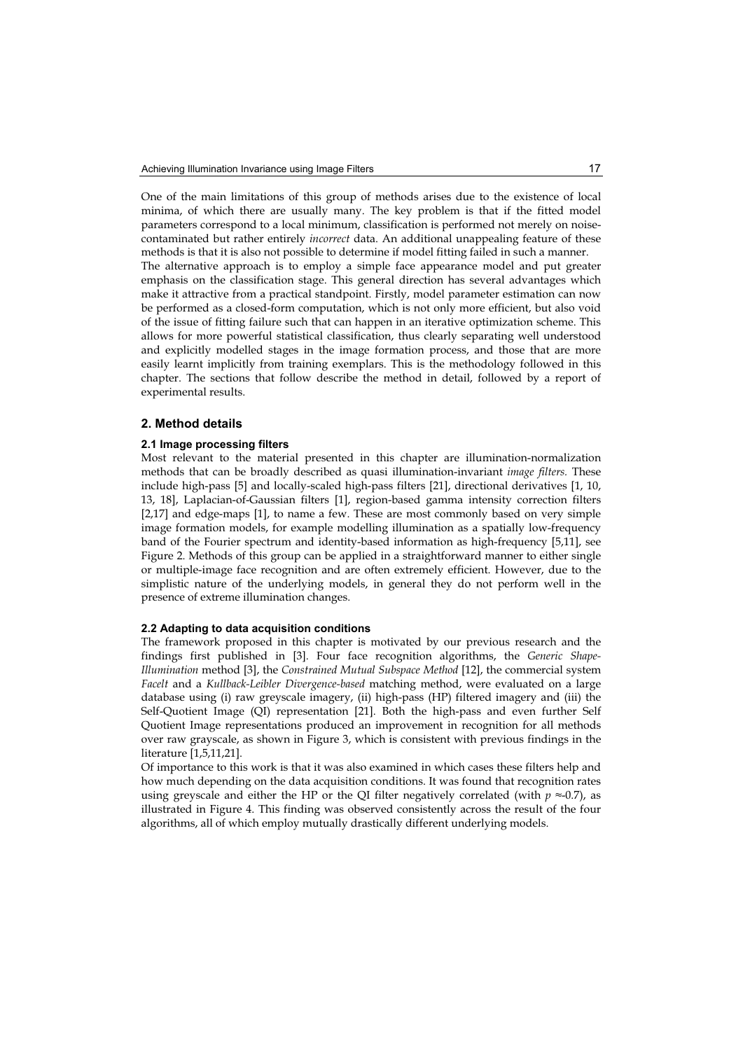One of the main limitations of this group of methods arises due to the existence of local minima, of which there are usually many. The key problem is that if the fitted model parameters correspond to a local minimum, classification is performed not merely on noise-contaminated but rather entirely *incorrect* data. An additional unappealing feature of these methods is that it is also not possible to determine if model fitting failed in such a manner.

The alternative approach is to employ a simple face appearance model and put greater emphasis on the classification stage. This general direction has several advantages which make it attractive from a practical standpoint. Firstly, model parameter estimation can now be performed as a closed-form computation, which is not only more efficient, but also void of the issue of fitting failure such that can happen in an iterative optimization scheme. This allows for more powerful statistical classification, thus clearly separating well understood and explicitly modelled stages in the image formation process, and those that are more easily learnt implicitly from training exemplars. This is the methodology followed in this chapter. The sections that follow describe the method in detail, followed by a report of experimental results.

## 2. Method details

### 2.1 Image processing filters

Most relevant to the material presented in this chapter are illumination-normalization methods that can be broadly described as quasi illumination-invariant *image filters.* These include high-pass [5] and locally-scaled high-pass filters [21], directional derivatives [1, 10, 13, 18], Laplacian-of-Gaussian filters [1], region-based gamma intensity correction filters [2,17] and edge-maps [1], to name a few. These are most commonly based on very simple image formation models, for example modelling illumination as a spatially low-frequency band of the Fourier spectrum and identity-based information as high-frequency [5,11], see Figure 2. Methods of this group can be applied in a straightforward manner to either single or multiple-image face recognition and are often extremely efficient. However, due to the simplistic nature of the underlying models, in general they do not perform well in the presence of extreme illumination changes.

### 2.2 Adapting to data acquisition conditions

The framework proposed in this chapter is motivated by our previous research and the findings first published in [3]. Four face recognition algorithms, the *Generic Shape-Illumination* method [3], the *Constrained Mutual Subspace Method* [12], the commercial system *FaceIt* and a *Kullback-Leibler Divergence-based* matching method, were evaluated on a large database using (i) raw greyscale imagery, (ii) high-pass (HP) filtered imagery and (iii) the Self-Quotient Image (QI) representation [21]. Both the high-pass and even further Self Quotient Image representations produced an improvement in recognition for all methods over raw grayscale, as shown in Figure 3, which is consistent with previous findings in the literature [1,5,11,21].

Of importance to this work is that it was also examined in which cases these filters help and how much depending on the data acquisition conditions. It was found that recognition rates using greyscale and either the HP or the QI filter negatively correlated (with $\rho \approx$-0.7), as illustrated in Figure 4. This finding was observed consistently across the result of the four algorithms, all of which employ mutually drastically different underlying models.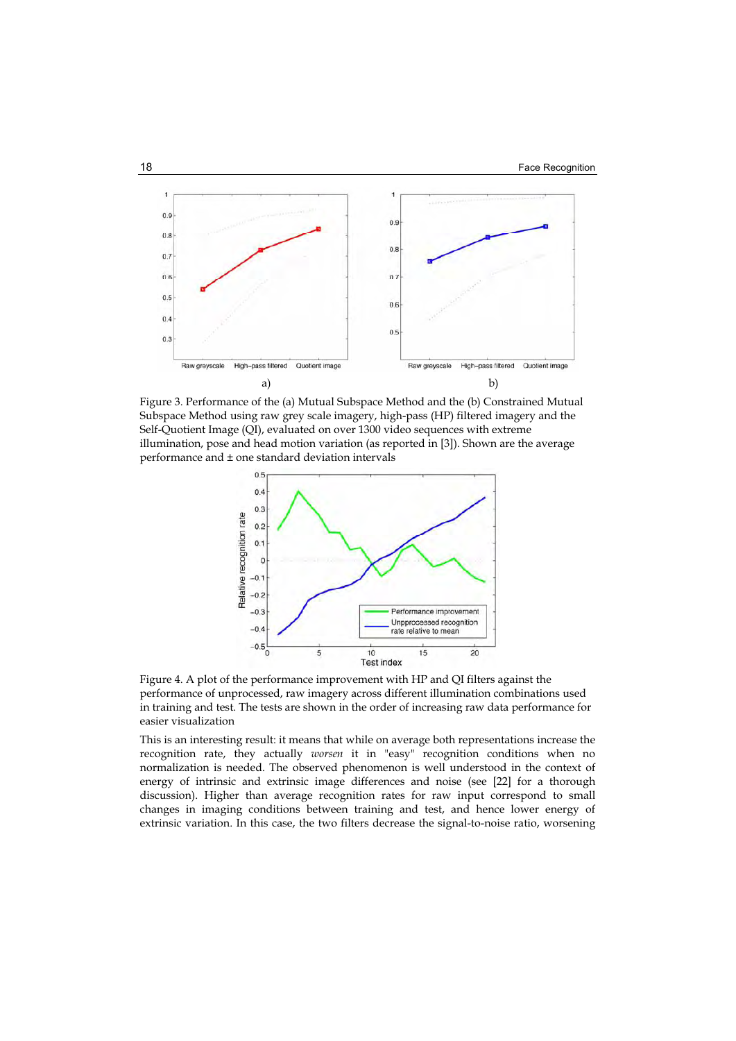Figure 3. Performance of the (a) Mutual Subspace Method and the (b) Constrained Mutual Subspace Method using raw grey scale imagery, high-pass (HP) filtered imagery and the Self-Quotient Image (QI), evaluated on over 1300 video sequences with extreme illumination, pose and head motion variation (as reported in [3]). Shown are the average performance and ± one standard deviation intervals

Figure 4. A plot of the performance improvement with HP and QI filters against the performance of unprocessed, raw imagery across different illumination combinations used in training and test. The tests are shown in the order of increasing raw data performance for easier visualization

This is an interesting result: it means that while on average both representations increase the recognition rate, they actually *worsen* it in "easy" recognition conditions when no normalization is needed. The observed phenomenon is well understood in the context of energy of intrinsic and extrinsic image differences and noise (see [22] for a thorough discussion). Higher than average recognition rates for raw input correspond to small changes in imaging conditions between training and test, and hence lower energy of extrinsic variation. In this case, the two filters decrease the signal-to-noise ratio, worsening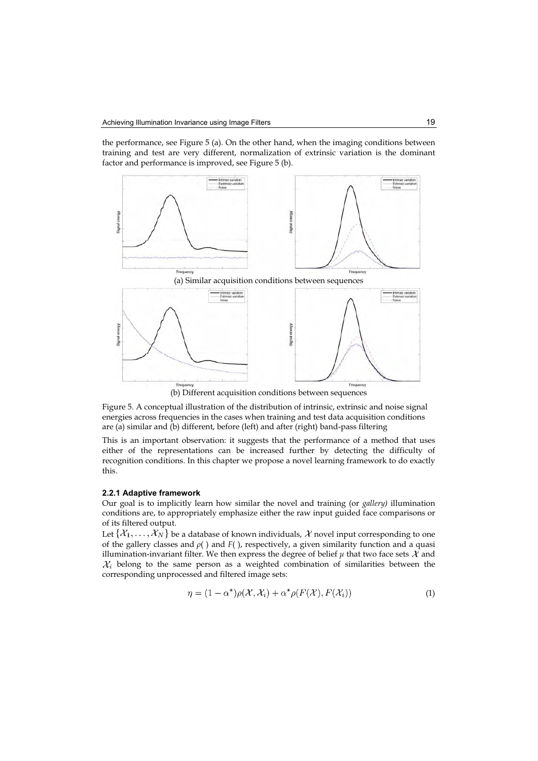the performance, see Figure 5 (a). On the other hand, when the imaging conditions between training and test are very different, normalization of extrinsic variation is the dominant factor and performance is improved, see Figure 5 (b).

(a) Similar acquisition conditions between sequences

(b) Different acquisition conditions between sequences

Figure 5. A conceptual illustration of the distribution of intrinsic, extrinsic and noise signal energies across frequencies in the cases when training and test data acquisition conditions are (a) similar and (b) different, before (left) and after (right) band-pass filtering

This is an important observation: it suggests that the performance of a method that uses either of the representations can be increased further by detecting the difficulty of recognition conditions. In this chapter we propose a novel learning framework to do exactly this.

### 2.2.1 Adaptive framework

Our goal is to implicitly learn how similar the novel and training (or *gallery)* illumination conditions are, to appropriately emphasize either the raw input guided face comparisons or of its filtered output.

Let $\{\mathcal{X}_1, \ldots, \mathcal{X}_N\}$ be a database of known individuals, $\mathcal{X}$ novel input corresponding to one of the gallery classes and $\rho(\ )$ and $F(\ )$, respectively, a given similarity function and a quasi illumination-invariant filter. We then express the degree of belief $\mu$ that two face sets $\mathcal{X}$ and $\mathcal{X}_i$ belong to the same person as a weighted combination of similarities between the corresponding unprocessed and filtered image sets:

$$\eta = (1 - \alpha^*)\rho(\mathcal{X}, \mathcal{X}_i) + \alpha^* \rho(F(\mathcal{X}), F(\mathcal{X}_i)) \tag{1}$$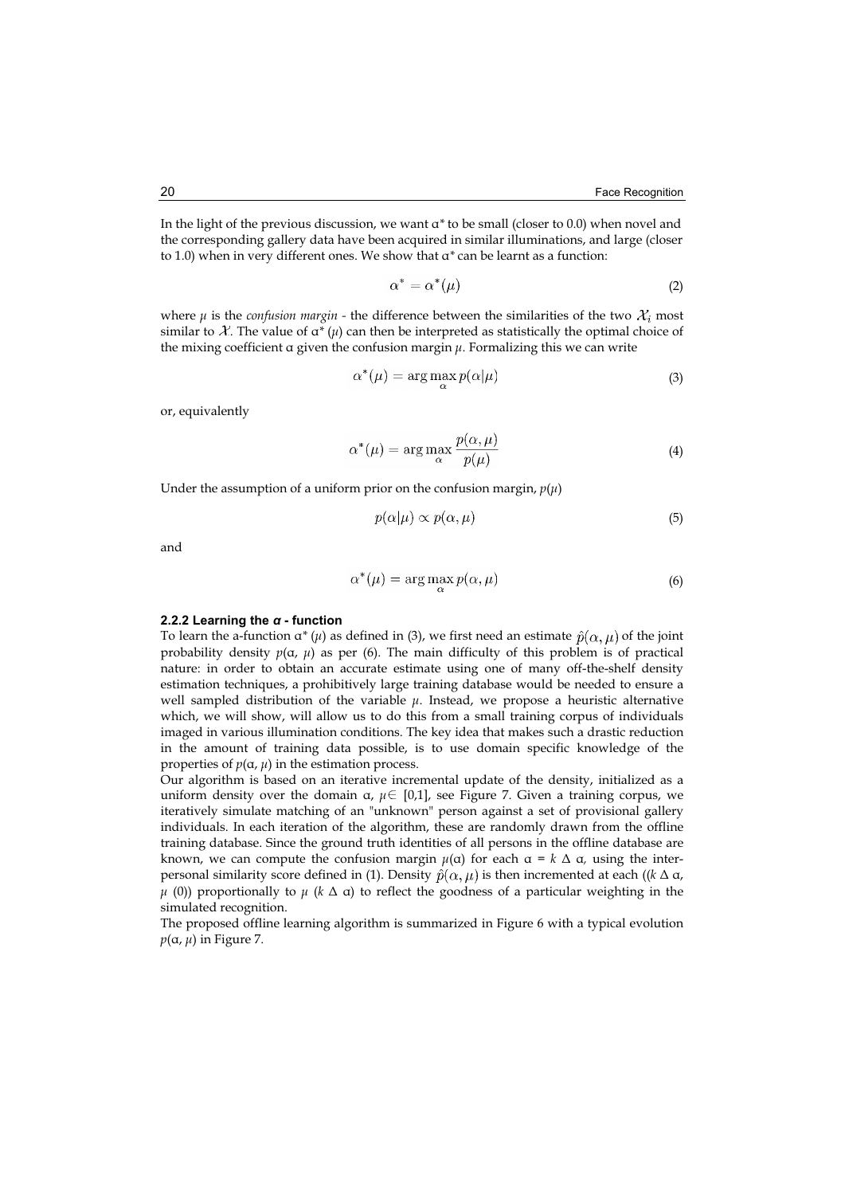In the light of the previous discussion, we want $\alpha^*$ to be small (closer to 0.0) when novel and the corresponding gallery data have been acquired in similar illuminations, and large (closer to 1.0) when in very different ones. We show that $\alpha^*$ can be learnt as a function:

$$\alpha^* = \alpha^*(\mu) \tag{2}$$

where $\mu$ is the *confusion margin* - the difference between the similarities of the two $\mathcal{X}_i$ most similar to $\mathcal{X}$. The value of $\alpha^*(\mu)$ can then be interpreted as statistically the optimal choice of the mixing coefficient $\alpha$ given the confusion margin $\mu$. Formalizing this we can write

$$\alpha^*(\mu) = \arg\max_{\alpha} p(\alpha|\mu) \tag{3}$$

or, equivalently

$$\alpha^*(\mu) = \arg\max_{\alpha} \frac{p(\alpha, \mu)}{p(\mu)} \tag{4}$$

Under the assumption of a uniform prior on the confusion margin, $p(\mu)$

$$p(\alpha|\mu) \propto p(\alpha, \mu) \tag{5}$$

and

$$\alpha^*(\mu) = \arg\max_{\alpha} p(\alpha, \mu) \tag{6}$$

### 2.2.2 Learning the *α* - function

To learn the a-function $\alpha^*(\mu)$ as defined in (3), we first need an estimate $\hat{p}(\alpha, \mu)$ of the joint probability density $p(\alpha, \mu)$ as per (6). The main difficulty of this problem is of practical nature: in order to obtain an accurate estimate using one of many off-the-shelf density estimation techniques, a prohibitively large training database would be needed to ensure a well sampled distribution of the variable $\mu$. Instead, we propose a heuristic alternative which, we will show, will allow us to do this from a small training corpus of individuals imaged in various illumination conditions. The key idea that makes such a drastic reduction in the amount of training data possible, is to use domain specific knowledge of the properties of $p(\alpha, \mu)$ in the estimation process.

Our algorithm is based on an iterative incremental update of the density, initialized as a uniform density over the domain $\alpha, \mu \in [0,1]$, see Figure 7. Given a training corpus, we iteratively simulate matching of an "unknown" person against a set of provisional gallery individuals. In each iteration of the algorithm, these are randomly drawn from the offline training database. Since the ground truth identities of all persons in the offline database are known, we can compute the confusion margin $\mu(\alpha)$ for each $\alpha = k \Delta \alpha$, using the inter-personal similarity score defined in (1). Density $\hat{p}(\alpha, \mu)$ is then incremented at each $((k \Delta \alpha, \mu(0))$ proportionally to $\mu(k \Delta \alpha)$ to reflect the goodness of a particular weighting in the simulated recognition.

The proposed offline learning algorithm is summarized in Figure 6 with a typical evolution $p(\alpha, \mu)$ in Figure 7.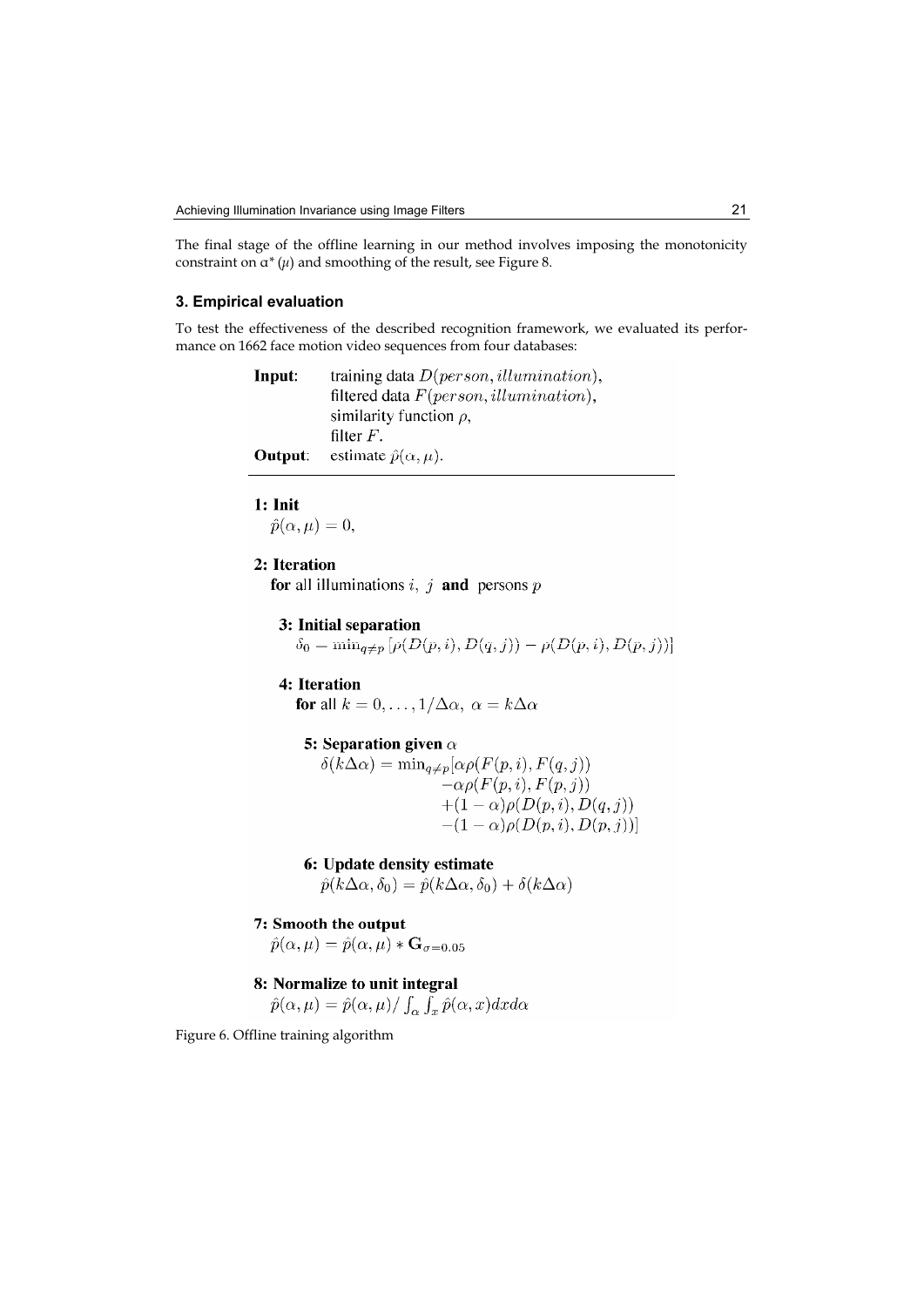The final stage of the offline learning in our method involves imposing the monotonicity constraint on $\alpha^*(\mu)$ and smoothing of the result, see Figure 8.

### 3. Empirical evaluation

To test the effectiveness of the described recognition framework, we evaluated its performance on 1662 face motion video sequences from four databases:

**Input**: training data $D(person, illumination)$,
filtered data $F(person, illumination)$,
similarity function $\rho$,
filter $F$.

**Output**: estimate $\hat{p}(\alpha, \mu)$.

---

**1: Init**

$\hat{p}(\alpha, \mu) = 0,$

**2: Iteration**

**for** all illuminations $i$, $j$ **and** persons $p$

**3: Initial separation**

$\delta_0 = \min_{q \neq p} [\rho(D(p,i), D(q,j)) - \rho(D(p,i), D(p,j))]$

**4: Iteration**

**for** all $k = 0, \ldots, 1/\Delta\alpha,\ \alpha = k\Delta\alpha$

**5: Separation given $\alpha$**

$$\begin{aligned}\delta(k\Delta\alpha) = \min_{q \neq p}[&\alpha\rho(F(p,i), F(q,j)) \\ &-\alpha\rho(F(p,i), F(p,j)) \\ &+(1-\alpha)\rho(D(p,i), D(q,j)) \\ &-(1-\alpha)\rho(D(p,i), D(p,j))]\end{aligned}$$

**6: Update density estimate**

$\hat{p}(k\Delta\alpha, \delta_0) = \hat{p}(k\Delta\alpha, \delta_0) + \delta(k\Delta\alpha)$

**7: Smooth the output**

$\hat{p}(\alpha, \mu) = \hat{p}(\alpha, \mu) * \mathbf{G}_{\sigma=0.05}$

**8: Normalize to unit integral**

$\hat{p}(\alpha, \mu) = \hat{p}(\alpha, \mu) / \int_\alpha \int_x \hat{p}(\alpha, x) dx d\alpha$

Figure 6. Offline training algorithm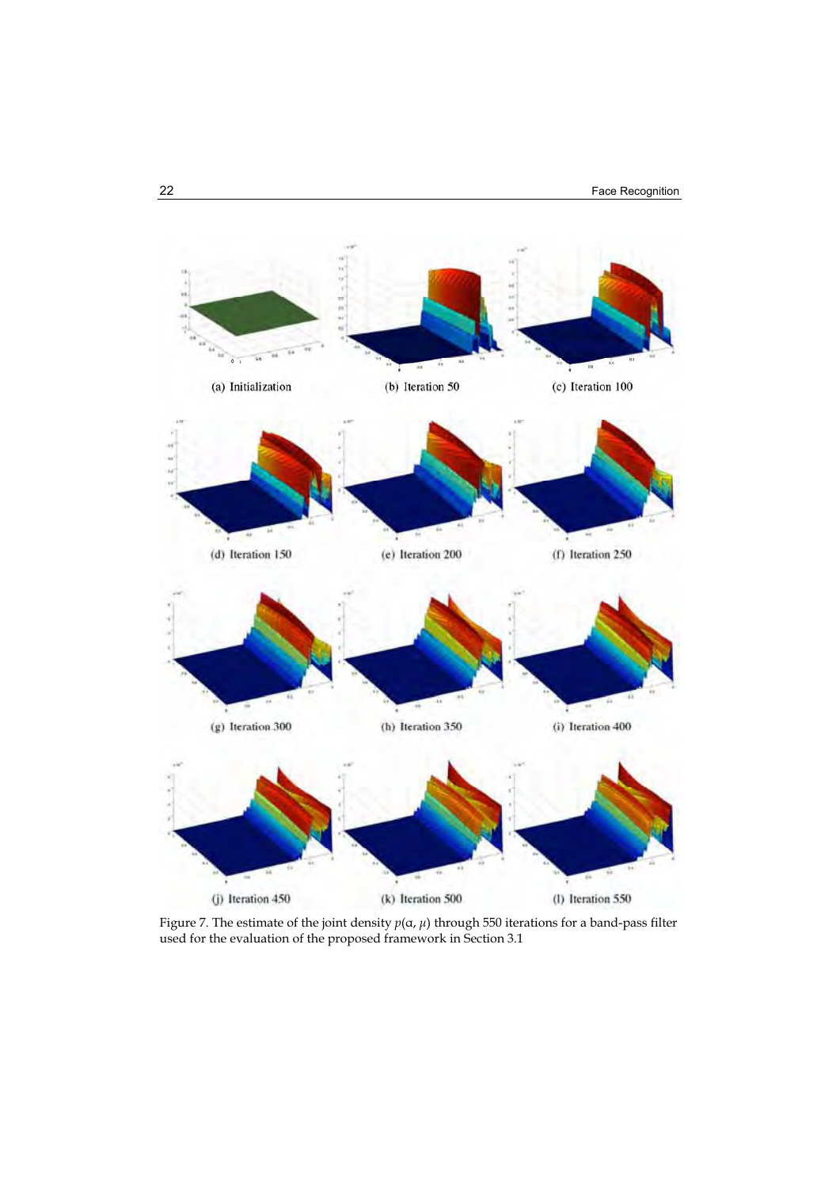(a) Initialization

(b) Iteration 50

(c) Iteration 100

(d) Iteration 150

(e) Iteration 200

(f) Iteration 250

(g) Iteration 300

(h) Iteration 350

(i) Iteration 400

(j) Iteration 450

(k) Iteration 500

(l) Iteration 550

Figure 7. The estimate of the joint density $p(\alpha, \mu)$ through 550 iterations for a band-pass filter used for the evaluation of the proposed framework in Section 3.1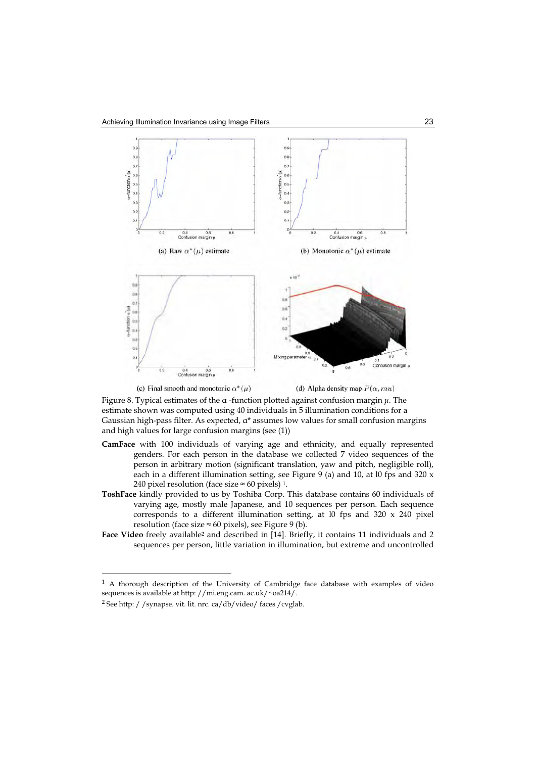(a) Raw $\alpha^*(\mu)$ estimate

(b) Monotonic $\alpha^*(\mu)$ estimate

(c) Final smooth and monotonic $\alpha^*(\mu)$

(d) Alpha density map $P(\alpha, mu)$

Figure 8. Typical estimates of the α -function plotted against confusion margin $\mu$. The estimate shown was computed using 40 individuals in 5 illumination conditions for a Gaussian high-pass filter. As expected, $\alpha^*$ assumes low values for small confusion margins and high values for large confusion margins (see (1))

**CamFace** with 100 individuals of varying age and ethnicity, and equally represented genders. For each person in the database we collected 7 video sequences of the person in arbitrary motion (significant translation, yaw and pitch, negligible roll), each in a different illumination setting, see Figure 9 (a) and 10, at l0 fps and 320 x 240 pixel resolution (face size ≈ 60 pixels) [1].

**ToshFace** kindly provided to us by Toshiba Corp. This database contains 60 individuals of varying age, mostly male Japanese, and 10 sequences per person. Each sequence corresponds to a different illumination setting, at l0 fps and 320 x 240 pixel resolution (face size ≈ 60 pixels), see Figure 9 (b).

**Face Video** freely available[2] and described in [14]. Briefly, it contains 11 individuals and 2 sequences per person, little variation in illumination, but extreme and uncontrolled

---

[1] A thorough description of the University of Cambridge face database with examples of video sequences is available at http: //mi.eng.cam. ac.uk/~oa214/.

[2] See http: / /synapse. vit. lit. nrc. ca/db/video/ faces /cvglab.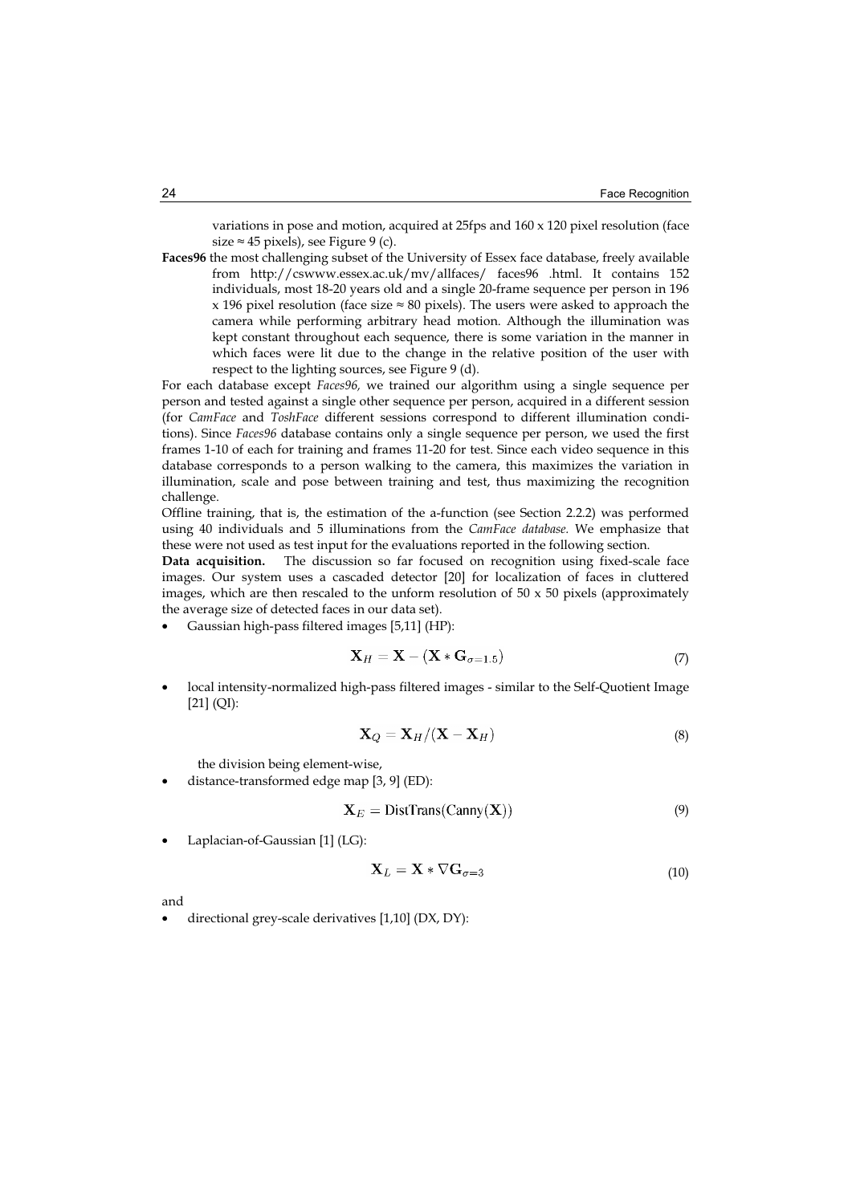variations in pose and motion, acquired at 25fps and 160 x 120 pixel resolution (face size ≈ 45 pixels), see Figure 9 (c).

**Faces96** the most challenging subset of the University of Essex face database, freely available from http://cswww.essex.ac.uk/mv/allfaces/ faces96 .html. It contains 152 individuals, most 18-20 years old and a single 20-frame sequence per person in 196 x 196 pixel resolution (face size ≈ 80 pixels). The users were asked to approach the camera while performing arbitrary head motion. Although the illumination was kept constant throughout each sequence, there is some variation in the manner in which faces were lit due to the change in the relative position of the user with respect to the lighting sources, see Figure 9 (d).

For each database except *Faces96,* we trained our algorithm using a single sequence per person and tested against a single other sequence per person, acquired in a different session (for *CamFace* and *ToshFace* different sessions correspond to different illumination conditions). Since *Faces96* database contains only a single sequence per person, we used the first frames 1-10 of each for training and frames 11-20 for test. Since each video sequence in this database corresponds to a person walking to the camera, this maximizes the variation in illumination, scale and pose between training and test, thus maximizing the recognition challenge.

Offline training, that is, the estimation of the a-function (see Section 2.2.2) was performed using 40 individuals and 5 illuminations from the *CamFace database.* We emphasize that these were not used as test input for the evaluations reported in the following section.

**Data acquisition.** The discussion so far focused on recognition using fixed-scale face images. Our system uses a cascaded detector [20] for localization of faces in cluttered images, which are then rescaled to the unform resolution of 50 x 50 pixels (approximately the average size of detected faces in our data set).

- Gaussian high-pass filtered images [5,11] (HP):

$$\mathbf{X}_H = \mathbf{X} - (\mathbf{X} * \mathbf{G}_{\sigma=1.5}) \tag{7}$$

- local intensity-normalized high-pass filtered images - similar to the Self-Quotient Image [21] (QI):

$$\mathbf{X}_Q = \mathbf{X}_H / (\mathbf{X} - \mathbf{X}_H) \tag{8}$$

  the division being element-wise,

- distance-transformed edge map [3, 9] (ED):

$$\mathbf{X}_E = \text{DistTrans}(\text{Canny}(\mathbf{X})) \tag{9}$$

- Laplacian-of-Gaussian [1] (LG):

$$\mathbf{X}_L = \mathbf{X} * \nabla \mathbf{G}_{\sigma=3} \tag{10}$$

and

- directional grey-scale derivatives [1,10] (DX, DY):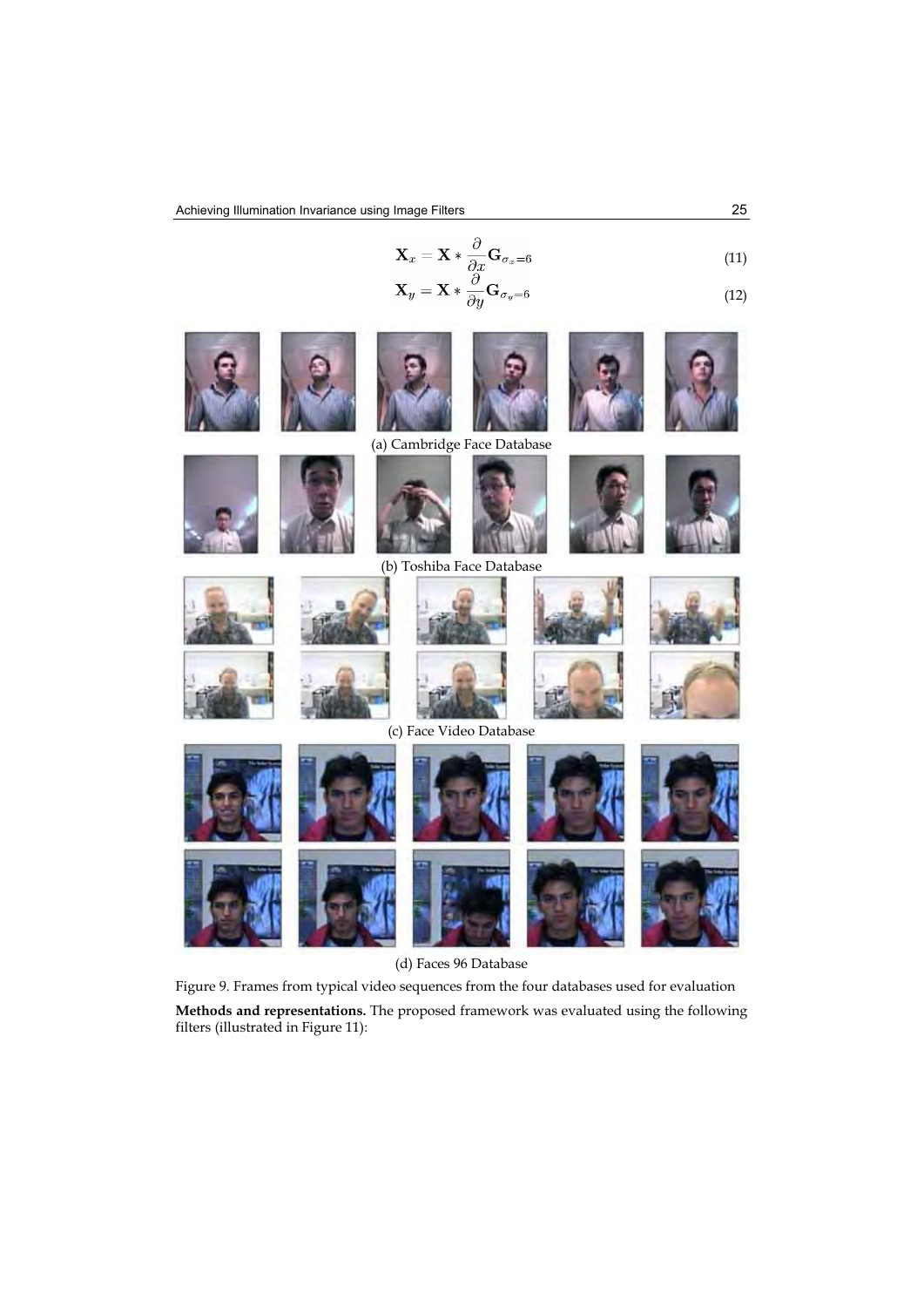$$\mathbf{X}_x = \mathbf{X} * \frac{\partial}{\partial x}\mathbf{G}_{\sigma_x=6} \tag{11}$$

$$\mathbf{X}_y = \mathbf{X} * \frac{\partial}{\partial y}\mathbf{G}_{\sigma_y=6} \tag{12}$$

(a) Cambridge Face Database

(b) Toshiba Face Database

(c) Face Video Database

(d) Faces 96 Database

Figure 9. Frames from typical video sequences from the four databases used for evaluation

**Methods and representations.** The proposed framework was evaluated using the following filters (illustrated in Figure 11):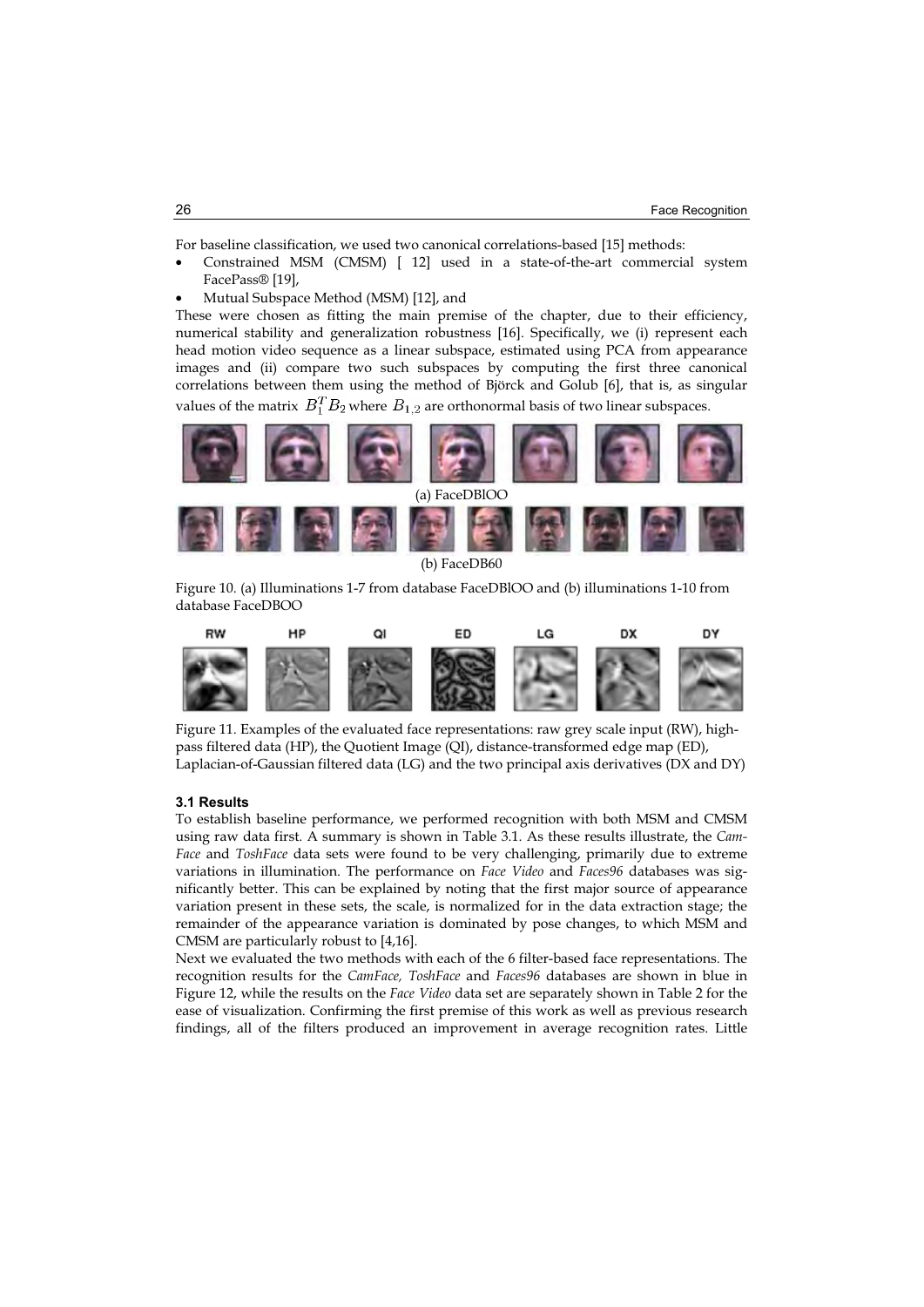For baseline classification, we used two canonical correlations-based [15] methods:

- Constrained MSM (CMSM) [ 12] used in a state-of-the-art commercial system FacePass® [19],
- Mutual Subspace Method (MSM) [12], and

These were chosen as fitting the main premise of the chapter, due to their efficiency, numerical stability and generalization robustness [16]. Specifically, we (i) represent each head motion video sequence as a linear subspace, estimated using PCA from appearance images and (ii) compare two such subspaces by computing the first three canonical correlations between them using the method of Björck and Golub [6], that is, as singular values of the matrix $B_1^T B_2$ where $B_{1,2}$ are orthonormal basis of two linear subspaces.

(a) FaceDBlOO

(b) FaceDB60

Figure 10. (a) Illuminations 1-7 from database FaceDBlOO and (b) illuminations 1-10 from database FaceDBOO

Figure 11. Examples of the evaluated face representations: raw grey scale input (RW), high-pass filtered data (HP), the Quotient Image (QI), distance-transformed edge map (ED), Laplacian-of-Gaussian filtered data (LG) and the two principal axis derivatives (DX and DY)

### 3.1 Results

To establish baseline performance, we performed recognition with both MSM and CMSM using raw data first. A summary is shown in Table 3.1. As these results illustrate, the *CamFace* and *ToshFace* data sets were found to be very challenging, primarily due to extreme variations in illumination. The performance on *Face Video* and *Faces96* databases was significantly better. This can be explained by noting that the first major source of appearance variation present in these sets, the scale, is normalized for in the data extraction stage; the remainder of the appearance variation is dominated by pose changes, to which MSM and CMSM are particularly robust to [4,16].

Next we evaluated the two methods with each of the 6 filter-based face representations. The recognition results for the *CamFace, ToshFace* and *Faces96* databases are shown in blue in Figure 12, while the results on the *Face Video* data set are separately shown in Table 2 for the ease of visualization. Confirming the first premise of this work as well as previous research findings, all of the filters produced an improvement in average recognition rates. Little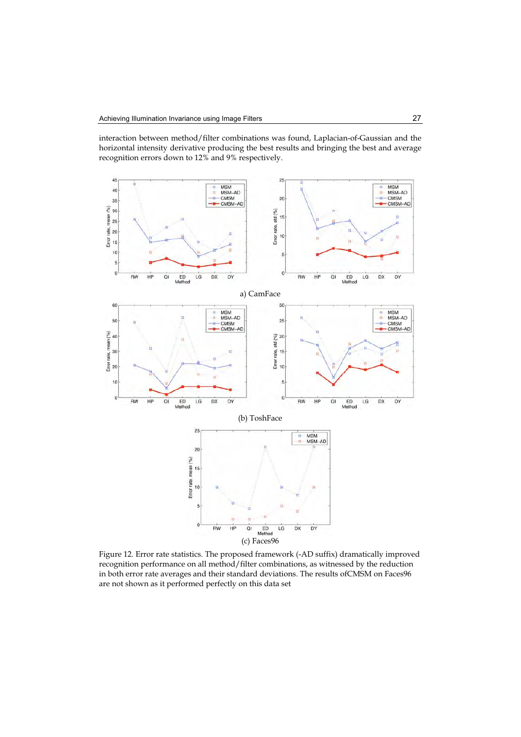interaction between method/filter combinations was found, Laplacian-of-Gaussian and the horizontal intensity derivative producing the best results and bringing the best and average recognition errors down to 12% and 9% respectively.

a) CamFace

(b) ToshFace

(c) Faces96

Figure 12. Error rate statistics. The proposed framework (-AD suffix) dramatically improved recognition performance on all method/filter combinations, as witnessed by the reduction in both error rate averages and their standard deviations. The results ofCMSM on Faces96 are not shown as it performed perfectly on this data set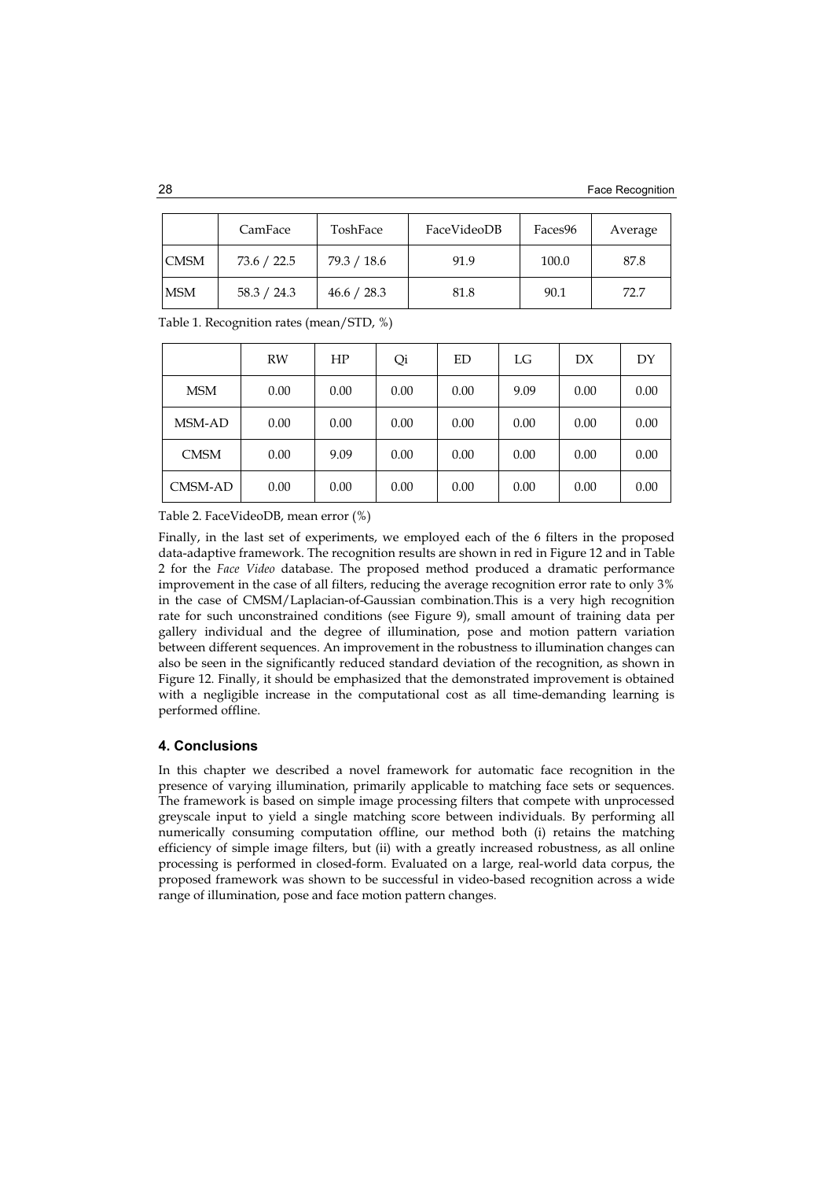|  | CamFace | ToshFace | FaceVideoDB | Faces96 | Average |
| --- | --- | --- | --- | --- | --- |
| CMSM | 73.6 / 22.5 | 79.3 / 18.6 | 91.9 | 100.0 | 87.8 |
| MSM | 58.3 / 24.3 | 46.6 / 28.3 | 81.8 | 90.1 | 72.7 |

Table 1. Recognition rates (mean/STD, %)

|  | RW | HP | Qi | ED | LG | DX | DY |
| --- | --- | --- | --- | --- | --- | --- | --- |
| MSM | 0.00 | 0.00 | 0.00 | 0.00 | 9.09 | 0.00 | 0.00 |
| MSM-AD | 0.00 | 0.00 | 0.00 | 0.00 | 0.00 | 0.00 | 0.00 |
| CMSM | 0.00 | 9.09 | 0.00 | 0.00 | 0.00 | 0.00 | 0.00 |
| CMSM-AD | 0.00 | 0.00 | 0.00 | 0.00 | 0.00 | 0.00 | 0.00 |

Table 2. FaceVideoDB, mean error (%)

Finally, in the last set of experiments, we employed each of the 6 filters in the proposed data-adaptive framework. The recognition results are shown in red in Figure 12 and in Table 2 for the *Face Video* database. The proposed method produced a dramatic performance improvement in the case of all filters, reducing the average recognition error rate to only 3% in the case of CMSM/Laplacian-of-Gaussian combination.This is a very high recognition rate for such unconstrained conditions (see Figure 9), small amount of training data per gallery individual and the degree of illumination, pose and motion pattern variation between different sequences. An improvement in the robustness to illumination changes can also be seen in the significantly reduced standard deviation of the recognition, as shown in Figure 12. Finally, it should be emphasized that the demonstrated improvement is obtained with a negligible increase in the computational cost as all time-demanding learning is performed offline.

### 4. Conclusions

In this chapter we described a novel framework for automatic face recognition in the presence of varying illumination, primarily applicable to matching face sets or sequences. The framework is based on simple image processing filters that compete with unprocessed greyscale input to yield a single matching score between individuals. By performing all numerically consuming computation offline, our method both (i) retains the matching efficiency of simple image filters, but (ii) with a greatly increased robustness, as all online processing is performed in closed-form. Evaluated on a large, real-world data corpus, the proposed framework was shown to be successful in video-based recognition across a wide range of illumination, pose and face motion pattern changes.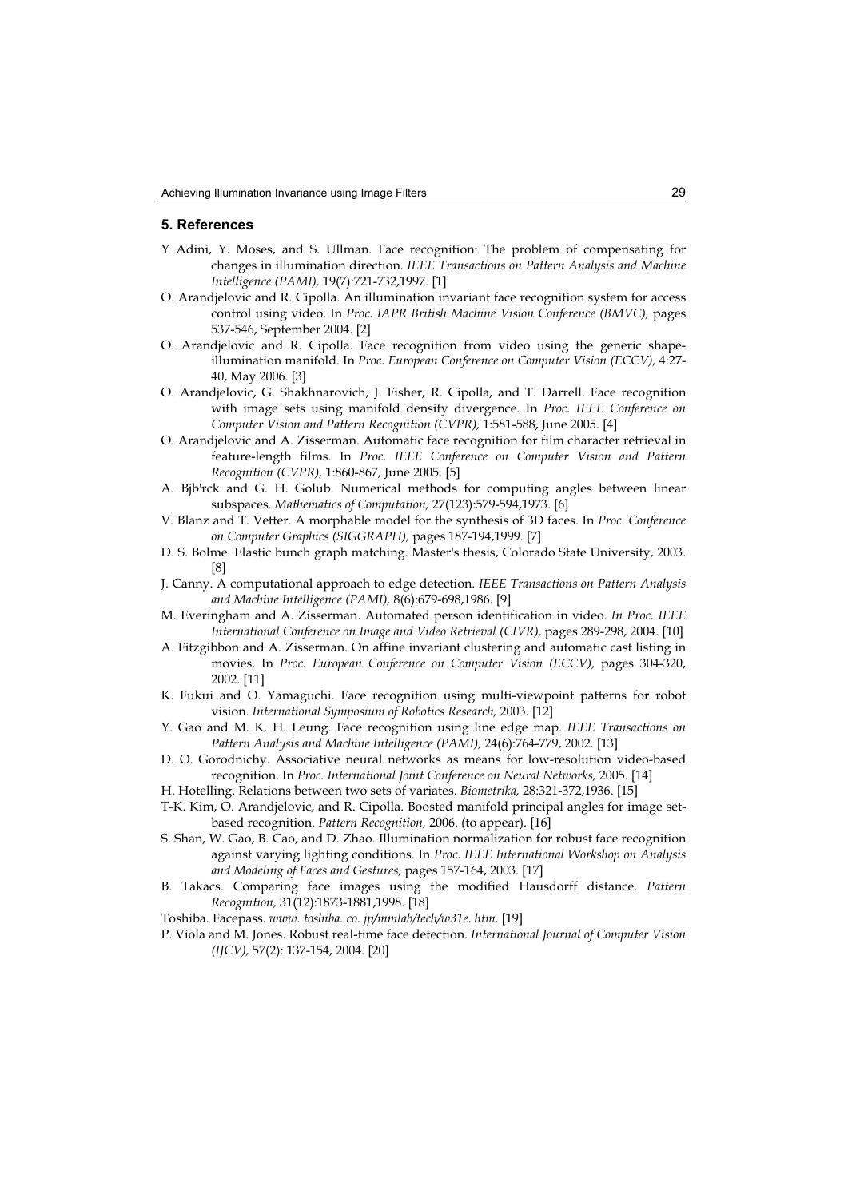## 5. References

Y Adini, Y. Moses, and S. Ullman. Face recognition: The problem of compensating for changes in illumination direction. *IEEE Transactions on Pattern Analysis and Machine Intelligence (PAMI),* 19(7):721-732,1997. [1]

O. Arandjelovic and R. Cipolla. An illumination invariant face recognition system for access control using video. In *Proc. IAPR British Machine Vision Conference (BMVC),* pages 537-546, September 2004. [2]

O. Arandjelovic and R. Cipolla. Face recognition from video using the generic shape-illumination manifold. In *Proc. European Conference on Computer Vision (ECCV),* 4:27-40, May 2006. [3]

O. Arandjelovic, G. Shakhnarovich, J. Fisher, R. Cipolla, and T. Darrell. Face recognition with image sets using manifold density divergence. In *Proc. IEEE Conference on Computer Vision and Pattern Recognition (CVPR),* 1:581-588, June 2005. [4]

O. Arandjelovic and A. Zisserman. Automatic face recognition for film character retrieval in feature-length films. In *Proc. IEEE Conference on Computer Vision and Pattern Recognition (CVPR),* 1:860-867, June 2005. [5]

A. Bjb'rck and G. H. Golub. Numerical methods for computing angles between linear subspaces. *Mathematics of Computation,* 27(123):579-594,1973. [6]

V. Blanz and T. Vetter. A morphable model for the synthesis of 3D faces. In *Proc. Conference on Computer Graphics (SIGGRAPH),* pages 187-194,1999. [7]

D. S. Bolme. Elastic bunch graph matching. Master's thesis, Colorado State University, 2003. [8]

J. Canny. A computational approach to edge detection. *IEEE Transactions on Pattern Analysis and Machine Intelligence (PAMI),* 8(6):679-698,1986. [9]

M. Everingham and A. Zisserman. Automated person identification in video. *In Proc. IEEE International Conference on Image and Video Retrieval (CIVR),* pages 289-298, 2004. [10]

A. Fitzgibbon and A. Zisserman. On affine invariant clustering and automatic cast listing in movies. In *Proc. European Conference on Computer Vision (ECCV),* pages 304-320, 2002. [11]

K. Fukui and O. Yamaguchi. Face recognition using multi-viewpoint patterns for robot vision. *International Symposium of Robotics Research,* 2003. [12]

Y. Gao and M. K. H. Leung. Face recognition using line edge map. *IEEE Transactions on Pattern Analysis and Machine Intelligence (PAMI),* 24(6):764-779, 2002. [13]

D. O. Gorodnichy. Associative neural networks as means for low-resolution video-based recognition. In *Proc. International Joint Conference on Neural Networks,* 2005. [14]

H. Hotelling. Relations between two sets of variates. *Biometrika,* 28:321-372,1936. [15]

T-K. Kim, O. Arandjelovic, and R. Cipolla. Boosted manifold principal angles for image set-based recognition. *Pattern Recognition,* 2006. (to appear). [16]

S. Shan, W. Gao, B. Cao, and D. Zhao. Illumination normalization for robust face recognition against varying lighting conditions. In *Proc. IEEE International Workshop on Analysis and Modeling of Faces and Gestures,* pages 157-164, 2003. [17]

B. Takacs. Comparing face images using the modified Hausdorff distance. *Pattern Recognition,* 31(12):1873-1881,1998. [18]

Toshiba. Facepass. *www. toshiba. co. jp/mmlab/tech/w31e. htm.* [19]

P. Viola and M. Jones. Robust real-time face detection. *International Journal of Computer Vision (IJCV),* 57(2): 137-154, 2004. [20]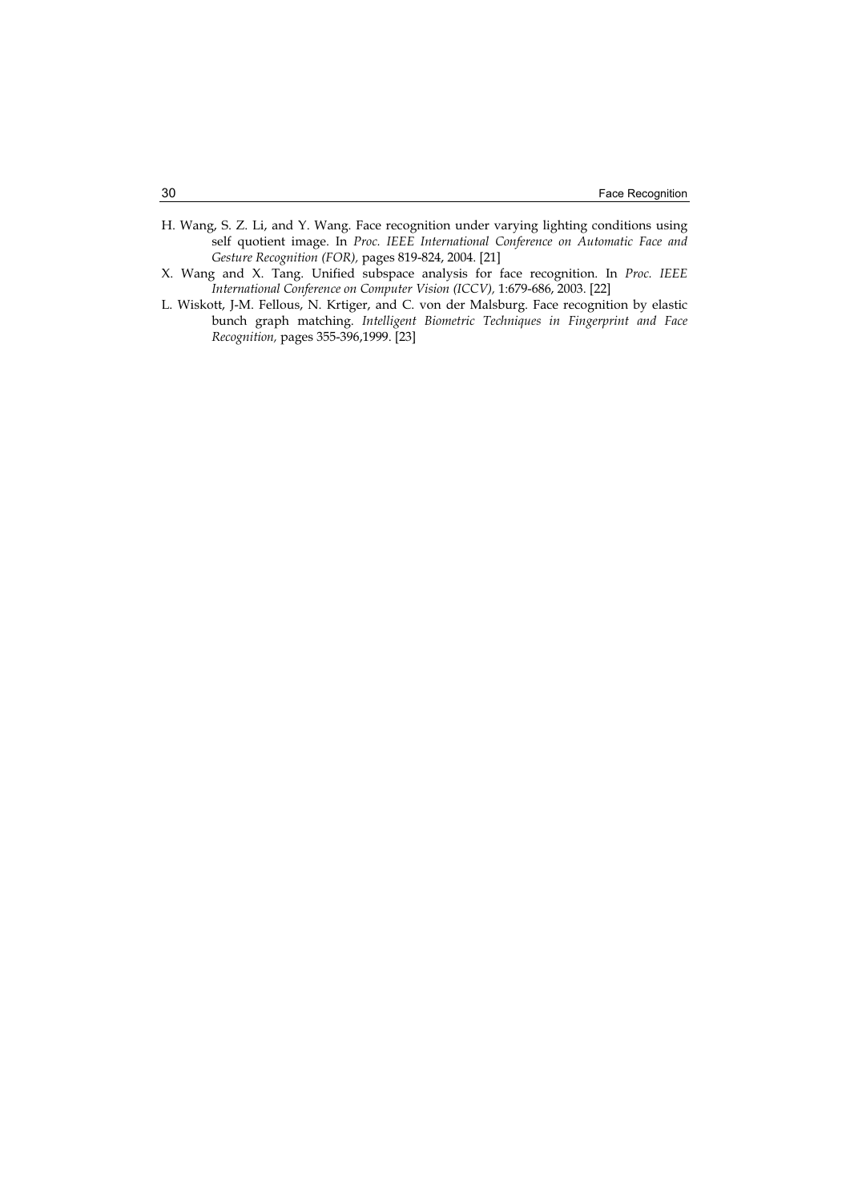H. Wang, S. Z. Li, and Y. Wang. Face recognition under varying lighting conditions using self quotient image. In *Proc. IEEE International Conference on Automatic Face and Gesture Recognition (FOR),* pages 819-824, 2004. [21]

X. Wang and X. Tang. Unified subspace analysis for face recognition. In *Proc. IEEE International Conference on Computer Vision (ICCV),* 1:679-686, 2003. [22]

L. Wiskott, J-M. Fellous, N. Krtiger, and C. von der Malsburg. Face recognition by elastic bunch graph matching. *Intelligent Biometric Techniques in Fingerprint and Face Recognition,* pages 355-396,1999. [23]